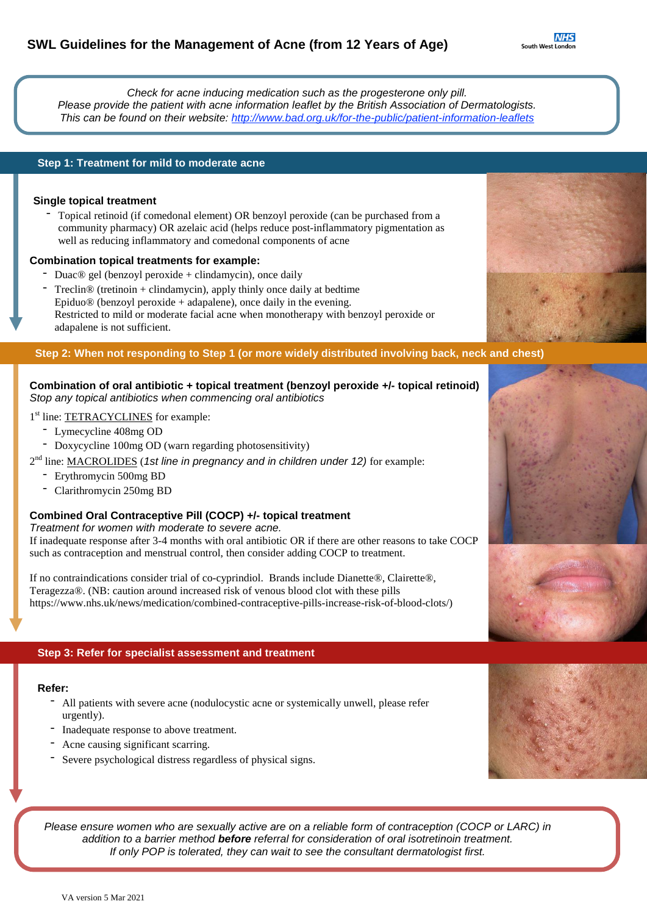# SWL Guidelines for the Management of Acne (from 12 Years of Age)

*Check for acne inducing medication such as the progesterone only pill.*
*Please provide the patient with acne information leaflet by the British Association of Dermatologists.*
*This can be found on their website: [http://www.bad.org.uk/for-the-public/patient-information-leaflets](http://www.bad.org.uk/for-the-public/patient-information-leaflets)*

## Step 1: Treatment for mild to moderate acne

### Single topical treatment

- Topical retinoid (if comedonal element) OR benzoyl peroxide (can be purchased from a community pharmacy) OR azelaic acid (helps reduce post-inflammatory pigmentation as well as reducing inflammatory and comedonal components of acne

### Combination topical treatments for example:

- Duac® gel (benzoyl peroxide + clindamycin), once daily
- Treclin® (tretinoin + clindamycin), apply thinly once daily at bedtime
  Epiduo® (benzoyl peroxide + adapalene), once daily in the evening.
  Restricted to mild or moderate facial acne when monotherapy with benzoyl peroxide or adapalene is not sufficient.

## Step 2: When not responding to Step 1 (or more widely distributed involving back, neck and chest)

### Combination of oral antibiotic + topical treatment (benzoyl peroxide +/- topical retinoid)

*Stop any topical antibiotics when commencing oral antibiotics*

1st line: TETRACYCLINES for example:

- Lymecycline 408mg OD
- Doxycycline 100mg OD (warn regarding photosensitivity)

2nd line: MACROLIDES (*1st line in pregnancy and in children under 12*) for example:

- Erythromycin 500mg BD
- Clarithromycin 250mg BD

### Combined Oral Contraceptive Pill (COCP) +/- topical treatment

*Treatment for women with moderate to severe acne.*

If inadequate response after 3-4 months with oral antibiotic OR if there are other reasons to take COCP such as contraception and menstrual control, then consider adding COCP to treatment.

If no contraindications consider trial of co-cyprindiol. Brands include Dianette®, Clairette®, Teragezza®. (NB: caution around increased risk of venous blood clot with these pills https://www.nhs.uk/news/medication/combined-contraceptive-pills-increase-risk-of-blood-clots/)

## Step 3: Refer for specialist assessment and treatment

### Refer:

- All patients with severe acne (nodulocystic acne or systemically unwell, please refer urgently).
- Inadequate response to above treatment.
- Acne causing significant scarring.
- Severe psychological distress regardless of physical signs.

*Please ensure women who are sexually active are on a reliable form of contraception (COCP or LARC) in addition to a barrier method **before** referral for consideration of oral isotretinoin treatment.*
*If only POP is tolerated, they can wait to see the consultant dermatologist first.*

VA version 5 Mar 2021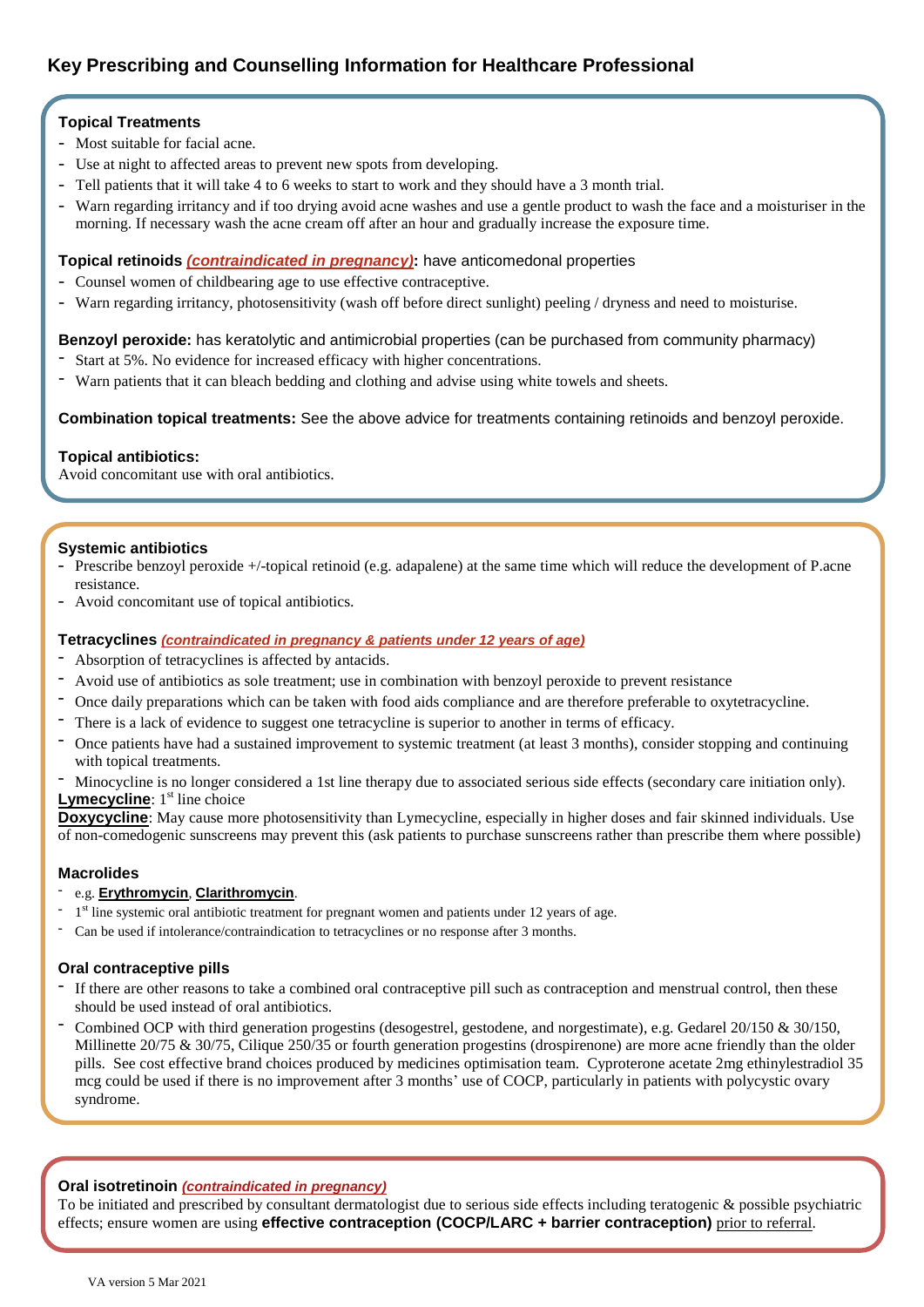# Key Prescribing and Counselling Information for Healthcare Professional

**Topical Treatments**

- Most suitable for facial acne.
- Use at night to affected areas to prevent new spots from developing.
- Tell patients that it will take 4 to 6 weeks to start to work and they should have a 3 month trial.
- Warn regarding irritancy and if too drying avoid acne washes and use a gentle product to wash the face and a moisturiser in the morning. If necessary wash the acne cream off after an hour and gradually increase the exposure time.

**Topical retinoids** ***(contraindicated in pregnancy)*****:** have anticomedonal properties

- Counsel women of childbearing age to use effective contraceptive.
- Warn regarding irritancy, photosensitivity (wash off before direct sunlight) peeling / dryness and need to moisturise.

**Benzoyl peroxide:** has keratolytic and antimicrobial properties (can be purchased from community pharmacy)

- Start at 5%. No evidence for increased efficacy with higher concentrations.
- Warn patients that it can bleach bedding and clothing and advise using white towels and sheets.

**Combination topical treatments:** See the above advice for treatments containing retinoids and benzoyl peroxide.

**Topical antibiotics:**

Avoid concomitant use with oral antibiotics.

**Systemic antibiotics**

- Prescribe benzoyl peroxide +/-topical retinoid (e.g. adapalene) at the same time which will reduce the development of P.acne resistance.
- Avoid concomitant use of topical antibiotics.

**Tetracyclines** ***(contraindicated in pregnancy & patients under 12 years of age)***

- Absorption of tetracyclines is affected by antacids.
- Avoid use of antibiotics as sole treatment; use in combination with benzoyl peroxide to prevent resistance
- Once daily preparations which can be taken with food aids compliance and are therefore preferable to oxytetracycline.
- There is a lack of evidence to suggest one tetracycline is superior to another in terms of efficacy.
- Once patients have had a sustained improvement to systemic treatment (at least 3 months), consider stopping and continuing with topical treatments.
- Minocycline is no longer considered a 1st line therapy due to associated serious side effects (secondary care initiation only).

**Lymecycline**: 1st line choice

**Doxycycline**: May cause more photosensitivity than Lymecycline, especially in higher doses and fair skinned individuals. Use of non-comedogenic sunscreens may prevent this (ask patients to purchase sunscreens rather than prescribe them where possible)

**Macrolides**

- e.g. **Erythromycin**, **Clarithromycin**.
- 1st line systemic oral antibiotic treatment for pregnant women and patients under 12 years of age.
- Can be used if intolerance/contraindication to tetracyclines or no response after 3 months.

**Oral contraceptive pills**

- If there are other reasons to take a combined oral contraceptive pill such as contraception and menstrual control, then these should be used instead of oral antibiotics.
- Combined OCP with third generation progestins (desogestrel, gestodene, and norgestimate), e.g. Gedarel 20/150 & 30/150, Millinette 20/75 & 30/75, Cilique 250/35 or fourth generation progestins (drospirenone) are more acne friendly than the older pills. See cost effective brand choices produced by medicines optimisation team. Cyproterone acetate 2mg ethinylestradiol 35 mcg could be used if there is no improvement after 3 months' use of COCP, particularly in patients with polycystic ovary syndrome.

**Oral isotretinoin** ***(contraindicated in pregnancy)***

To be initiated and prescribed by consultant dermatologist due to serious side effects including teratogenic & possible psychiatric effects; ensure women are using **effective contraception (COCP/LARC + barrier contraception)** prior to referral.

VA version 5 Mar 2021